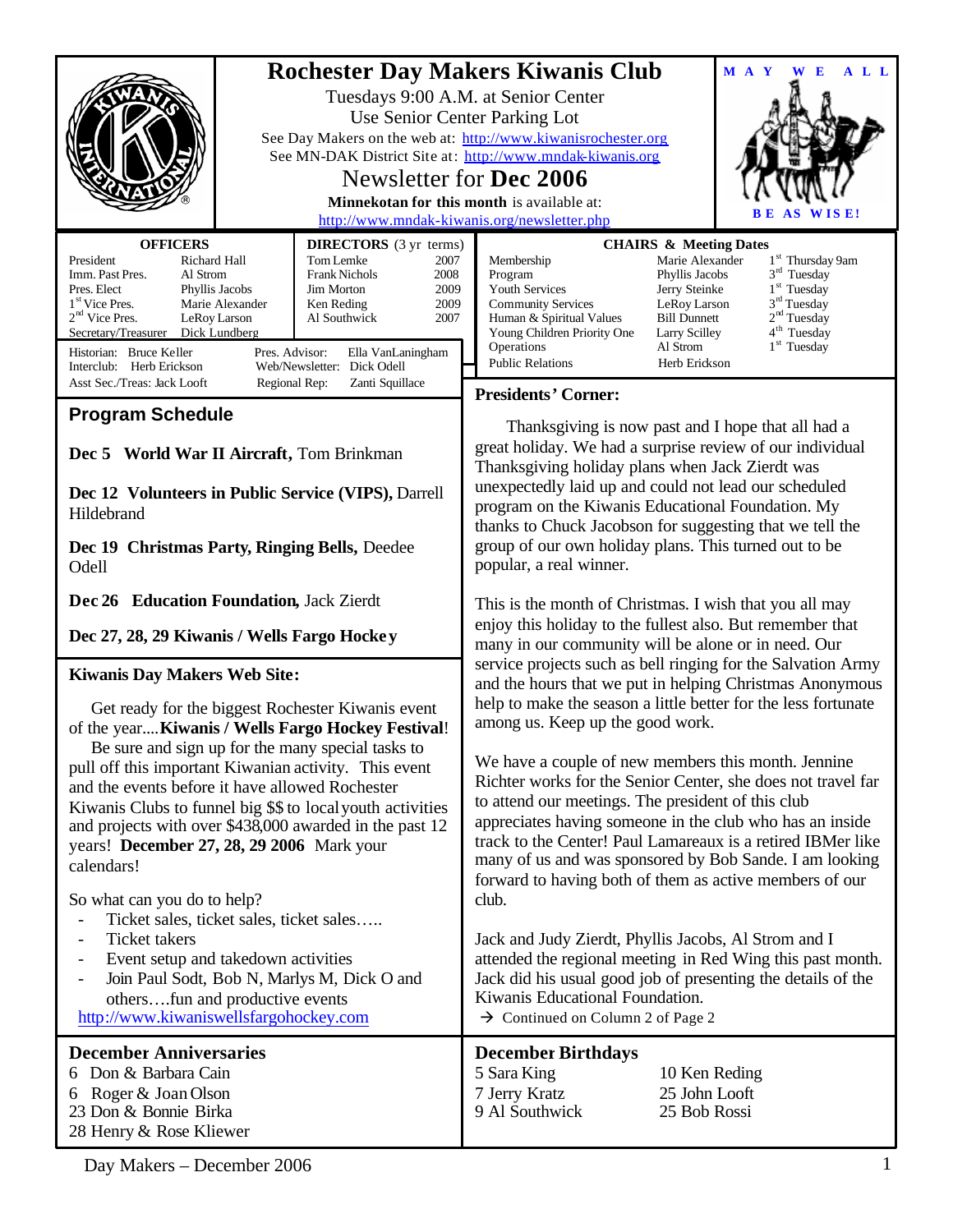# Rochester Day Makers Kiwanis Club

Tuesdays 9:00 A.M. at Senior Center
Use Senior Center Parking Lot
See Day Makers on the web at: http://www.kiwanisrochester.org
See MN-DAK District Site at: http://www.mndak-kiwanis.org

## Newsletter for Dec 2006

**Minnekotan for this month** is available at:
http://www.mndak-kiwanis.org/newsletter.php

**MAY WE ALL BE AS WISE!**

| OFFICERS | |
|---|---|
| President | Richard Hall |
| Imm. Past Pres. | Al Strom |
| Pres. Elect | Phyllis Jacobs |
| 1st Vice Pres. | Marie Alexander |
| 2nd Vice Pres. | LeRoy Larson |
| Secretary/Treasurer | Dick Lundberg |

| DIRECTORS (3 yr terms) | |
|---|---|
| Tom Lemke | 2007 |
| Frank Nichols | 2008 |
| Jim Morton | 2009 |
| Ken Reding | 2009 |
| Al Southwick | 2007 |

Historian: Bruce Keller
Interclub: Herb Erickson
Asst Sec./Treas: Jack Looft
Pres. Advisor: Ella VanLaningham
Web/Newsletter: Dick Odell
Regional Rep: Zanti Squillace

| CHAIRS & Meeting Dates | | |
|---|---|---|
| Membership | Marie Alexander | 1st Thursday 9am |
| Program | Phyllis Jacobs | 3rd Tuesday |
| Youth Services | Jerry Steinke | 1st Tuesday |
| Community Services | LeRoy Larson | 3rd Tuesday |
| Human & Spiritual Values | Bill Dunnett | 2nd Tuesday |
| Young Children Priority One | Larry Scilley | 4th Tuesday |
| Operations | Al Strom | 1st Tuesday |
| Public Relations | Herb Erickson | |

## Program Schedule

**Dec 5 World War II Aircraft,** Tom Brinkman

**Dec 12 Volunteers in Public Service (VIPS),** Darrell Hildebrand

**Dec 19 Christmas Party, Ringing Bells,** Deedee Odell

**Dec 26 Education Foundation,** Jack Zierdt

**Dec 27, 28, 29 Kiwanis / Wells Fargo Hockey**

## Kiwanis Day Makers Web Site:

Get ready for the biggest Rochester Kiwanis event of the year....**Kiwanis / Wells Fargo Hockey Festival**!

Be sure and sign up for the many special tasks to pull off this important Kiwanian activity. This event and the events before it have allowed Rochester Kiwanis Clubs to funnel big $$ to local youth activities and projects with over $438,000 awarded in the past 12 years! **December 27, 28, 29 2006** Mark your calendars!

So what can you do to help?

- Ticket sales, ticket sales, ticket sales…..
- Ticket takers
- Event setup and takedown activities
- Join Paul Sodt, Bob N, Marlys M, Dick O and others….fun and productive events

http://www.kiwaniswellsfargohockey.com

## Presidents' Corner:

Thanksgiving is now past and I hope that all had a great holiday. We had a surprise review of our individual Thanksgiving holiday plans when Jack Zierdt was unexpectedly laid up and could not lead our scheduled program on the Kiwanis Educational Foundation. My thanks to Chuck Jacobson for suggesting that we tell the group of our own holiday plans. This turned out to be popular, a real winner.

This is the month of Christmas. I wish that you all may enjoy this holiday to the fullest also. But remember that many in our community will be alone or in need. Our service projects such as bell ringing for the Salvation Army and the hours that we put in helping Christmas Anonymous help to make the season a little better for the less fortunate among us. Keep up the good work.

We have a couple of new members this month. Jennine Richter works for the Senior Center, she does not travel far to attend our meetings. The president of this club appreciates having someone in the club who has an inside track to the Center! Paul Lamareaux is a retired IBMer like many of us and was sponsored by Bob Sande. I am looking forward to having both of them as active members of our club.

Jack and Judy Zierdt, Phyllis Jacobs, Al Strom and I attended the regional meeting in Red Wing this past month. Jack did his usual good job of presenting the details of the Kiwanis Educational Foundation.

→ Continued on Column 2 of Page 2

## December Anniversaries

6 Don & Barbara Cain
6 Roger & Joan Olson
23 Don & Bonnie Birka
28 Henry & Rose Kliewer

## December Birthdays

5 Sara King
7 Jerry Kratz
9 Al Southwick
10 Ken Reding
25 John Looft
25 Bob Rossi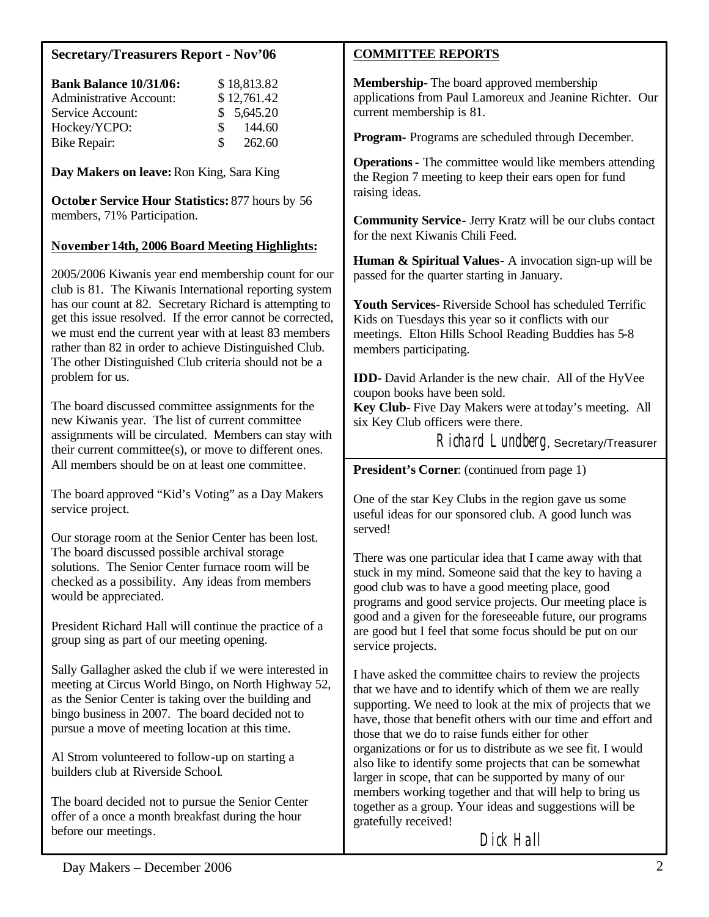## Secretary/Treasurers Report - Nov'06

| | |
|---|---|
| **Bank Balance 10/31/06:** | $ 18,813.82 |
| Administrative Account: | $ 12,761.42 |
| Service Account: | $ 5,645.20 |
| Hockey/YCPO: | $ 144.60 |
| Bike Repair: | $ 262.60 |

**Day Makers on leave:** Ron King, Sara King

**October Service Hour Statistics:** 877 hours by 56 members, 71% Participation.

### November 14th, 2006 Board Meeting Highlights:

2005/2006 Kiwanis year end membership count for our club is 81. The Kiwanis International reporting system has our count at 82. Secretary Richard is attempting to get this issue resolved. If the error cannot be corrected, we must end the current year with at least 83 members rather than 82 in order to achieve Distinguished Club. The other Distinguished Club criteria should not be a problem for us.

The board discussed committee assignments for the new Kiwanis year. The list of current committee assignments will be circulated. Members can stay with their current committee(s), or move to different ones. All members should be on at least one committee.

The board approved "Kid's Voting" as a Day Makers service project.

Our storage room at the Senior Center has been lost. The board discussed possible archival storage solutions. The Senior Center furnace room will be checked as a possibility. Any ideas from members would be appreciated.

President Richard Hall will continue the practice of a group sing as part of our meeting opening.

Sally Gallagher asked the club if we were interested in meeting at Circus World Bingo, on North Highway 52, as the Senior Center is taking over the building and bingo business in 2007. The board decided not to pursue a move of meeting location at this time.

Al Strom volunteered to follow-up on starting a builders club at Riverside School.

The board decided not to pursue the Senior Center offer of a once a month breakfast during the hour before our meetings.

## COMMITTEE REPORTS

**Membership**- The board approved membership applications from Paul Lamoreux and Jeanine Richter. Our current membership is 81.

**Program**- Programs are scheduled through December.

**Operations** - The committee would like members attending the Region 7 meeting to keep their ears open for fund raising ideas.

**Community Service**- Jerry Kratz will be our clubs contact for the next Kiwanis Chili Feed.

**Human & Spiritual Values**- A invocation sign-up will be passed for the quarter starting in January.

**Youth Services**- Riverside School has scheduled Terrific Kids on Tuesdays this year so it conflicts with our meetings. Elton Hills School Reading Buddies has 5-8 members participating.

**IDD**- David Arlander is the new chair. All of the HyVee coupon books have been sold.

**Key Club**- Five Day Makers were at today's meeting. All six Key Club officers were there.

Richard Lundberg, Secretary/Treasurer

**President's Corner**: (continued from page 1)

One of the star Key Clubs in the region gave us some useful ideas for our sponsored club. A good lunch was served!

There was one particular idea that I came away with that stuck in my mind. Someone said that the key to having a good club was to have a good meeting place, good programs and good service projects. Our meeting place is good and a given for the foreseeable future, our programs are good but I feel that some focus should be put on our service projects.

I have asked the committee chairs to review the projects that we have and to identify which of them we are really supporting. We need to look at the mix of projects that we have, those that benefit others with our time and effort and those that we do to raise funds either for other organizations or for us to distribute as we see fit. I would also like to identify some projects that can be somewhat larger in scope, that can be supported by many of our members working together and that will help to bring us together as a group. Your ideas and suggestions will be gratefully received!

Dick Hall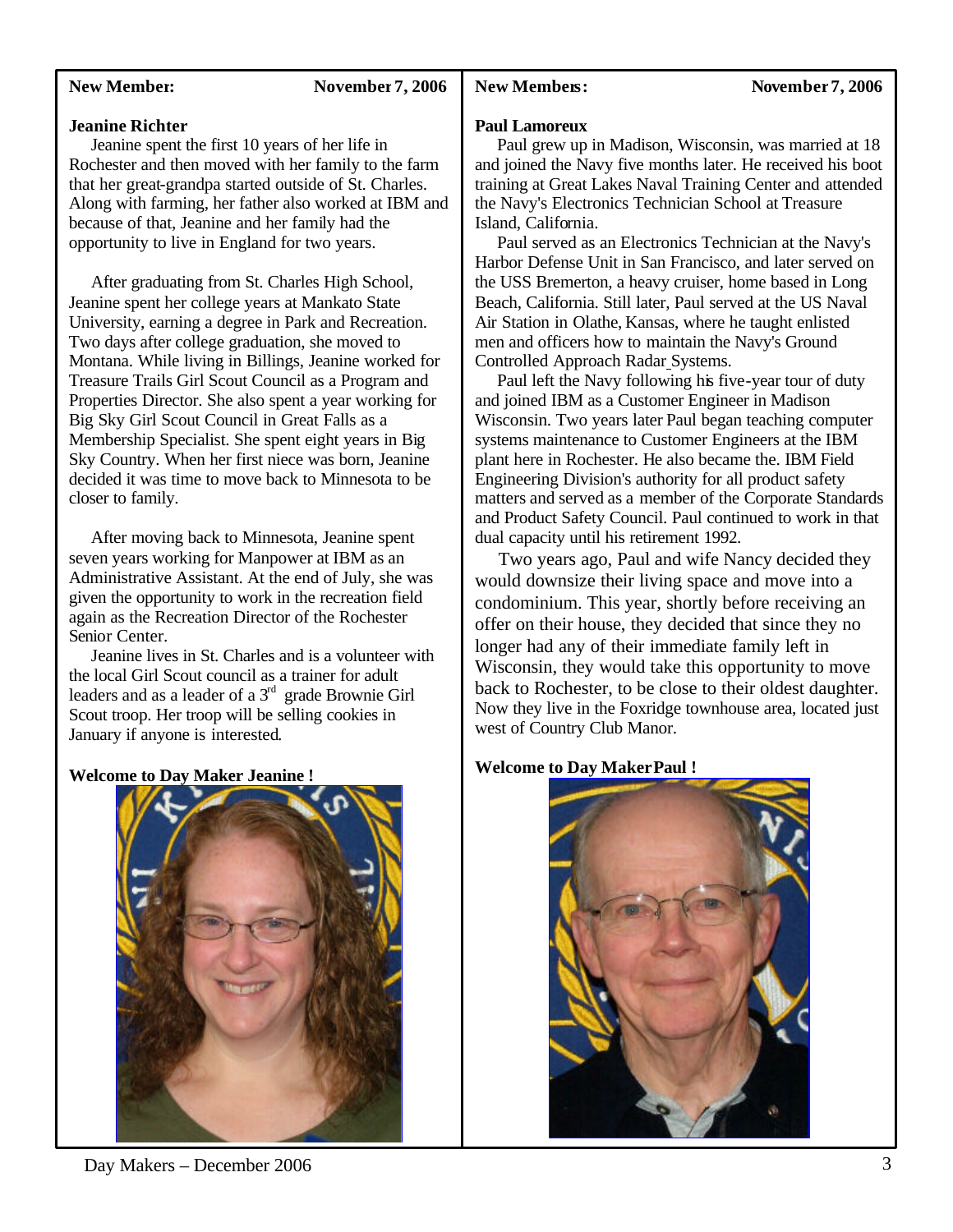**New Member:** **November 7, 2006**

### Jeanine Richter

Jeanine spent the first 10 years of her life in Rochester and then moved with her family to the farm that her great-grandpa started outside of St. Charles. Along with farming, her father also worked at IBM and because of that, Jeanine and her family had the opportunity to live in England for two years.

After graduating from St. Charles High School, Jeanine spent her college years at Mankato State University, earning a degree in Park and Recreation. Two days after college graduation, she moved to Montana. While living in Billings, Jeanine worked for Treasure Trails Girl Scout Council as a Program and Properties Director. She also spent a year working for Big Sky Girl Scout Council in Great Falls as a Membership Specialist. She spent eight years in Big Sky Country. When her first niece was born, Jeanine decided it was time to move back to Minnesota to be closer to family.

After moving back to Minnesota, Jeanine spent seven years working for Manpower at IBM as an Administrative Assistant. At the end of July, she was given the opportunity to work in the recreation field again as the Recreation Director of the Rochester Senior Center.

Jeanine lives in St. Charles and is a volunteer with the local Girl Scout council as a trainer for adult leaders and as a leader of a 3rd grade Brownie Girl Scout troop. Her troop will be selling cookies in January if anyone is interested.

**Welcome to Day Maker Jeanine !**

**New Members:** **November 7, 2006**

### Paul Lamoreux

Paul grew up in Madison, Wisconsin, was married at 18 and joined the Navy five months later. He received his boot training at Great Lakes Naval Training Center and attended the Navy's Electronics Technician School at Treasure Island, California.

Paul served as an Electronics Technician at the Navy's Harbor Defense Unit in San Francisco, and later served on the USS Bremerton, a heavy cruiser, home based in Long Beach, California. Still later, Paul served at the US Naval Air Station in Olathe, Kansas, where he taught enlisted men and officers how to maintain the Navy's Ground Controlled Approach Radar Systems.

Paul left the Navy following his five-year tour of duty and joined IBM as a Customer Engineer in Madison Wisconsin. Two years later Paul began teaching computer systems maintenance to Customer Engineers at the IBM plant here in Rochester. He also became the. IBM Field Engineering Division's authority for all product safety matters and served as a member of the Corporate Standards and Product Safety Council. Paul continued to work in that dual capacity until his retirement 1992.

Two years ago, Paul and wife Nancy decided they would downsize their living space and move into a condominium. This year, shortly before receiving an offer on their house, they decided that since they no longer had any of their immediate family left in Wisconsin, they would take this opportunity to move back to Rochester, to be close to their oldest daughter. Now they live in the Foxridge townhouse area, located just west of Country Club Manor.

**Welcome to Day Maker Paul !**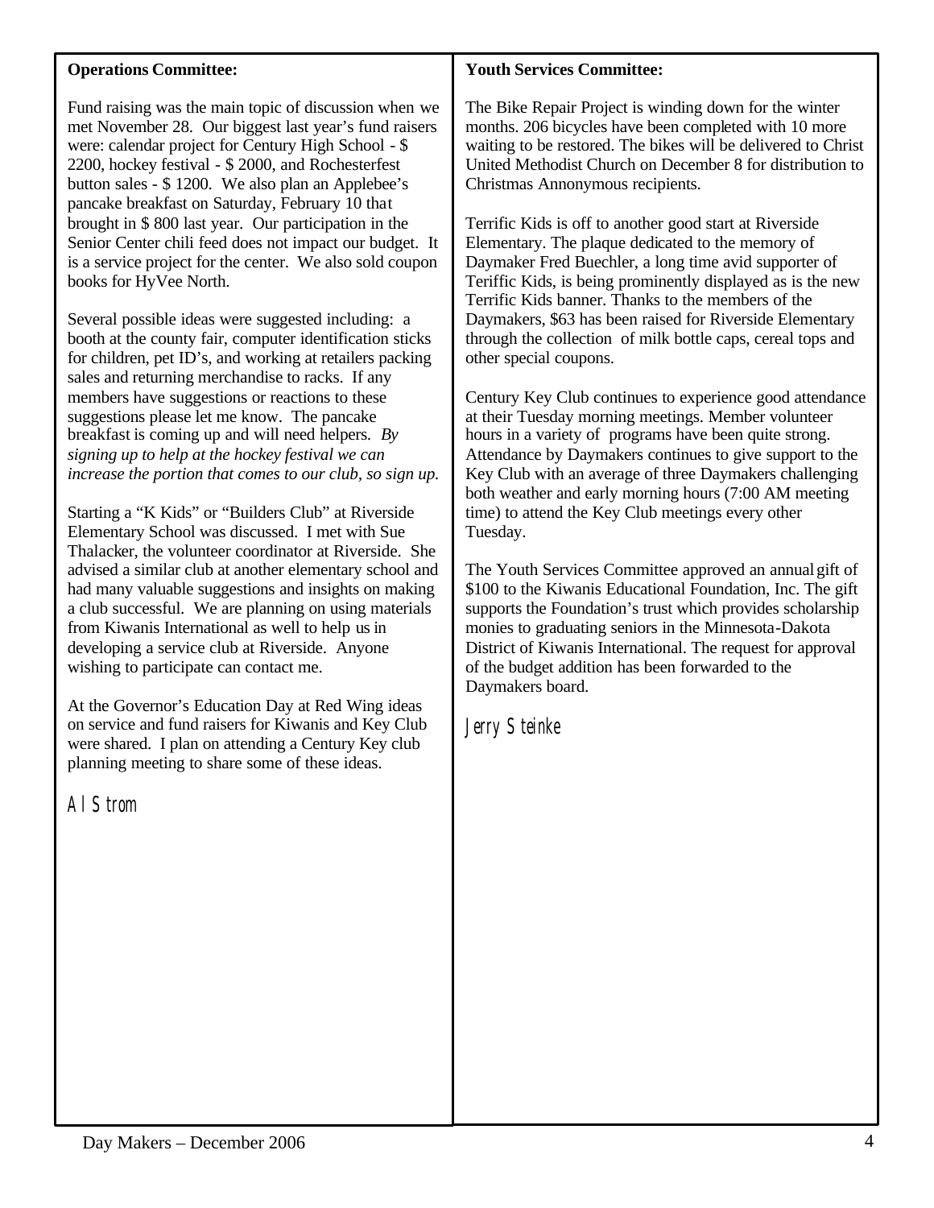**Operations Committee:**

Fund raising was the main topic of discussion when we met November 28. Our biggest last year's fund raisers were: calendar project for Century High School - $ 2200, hockey festival - $ 2000, and Rochesterfest button sales - $ 1200. We also plan an Applebee's pancake breakfast on Saturday, February 10 that brought in $ 800 last year. Our participation in the Senior Center chili feed does not impact our budget. It is a service project for the center. We also sold coupon books for HyVee North.

Several possible ideas were suggested including: a booth at the county fair, computer identification sticks for children, pet ID's, and working at retailers packing sales and returning merchandise to racks. If any members have suggestions or reactions to these suggestions please let me know. The pancake breakfast is coming up and will need helpers. *By signing up to help at the hockey festival we can increase the portion that comes to our club, so sign up.*

Starting a "K Kids" or "Builders Club" at Riverside Elementary School was discussed. I met with Sue Thalacker, the volunteer coordinator at Riverside. She advised a similar club at another elementary school and had many valuable suggestions and insights on making a club successful. We are planning on using materials from Kiwanis International as well to help us in developing a service club at Riverside. Anyone wishing to participate can contact me.

At the Governor's Education Day at Red Wing ideas on service and fund raisers for Kiwanis and Key Club were shared. I plan on attending a Century Key club planning meeting to share some of these ideas.

Al Strom

**Youth Services Committee:**

The Bike Repair Project is winding down for the winter months. 206 bicycles have been completed with 10 more waiting to be restored. The bikes will be delivered to Christ United Methodist Church on December 8 for distribution to Christmas Annonymous recipients.

Terrific Kids is off to another good start at Riverside Elementary. The plaque dedicated to the memory of Daymaker Fred Buechler, a long time avid supporter of Teriffic Kids, is being prominently displayed as is the new Terrific Kids banner. Thanks to the members of the Daymakers, $63 has been raised for Riverside Elementary through the collection of milk bottle caps, cereal tops and other special coupons.

Century Key Club continues to experience good attendance at their Tuesday morning meetings. Member volunteer hours in a variety of programs have been quite strong. Attendance by Daymakers continues to give support to the Key Club with an average of three Daymakers challenging both weather and early morning hours (7:00 AM meeting time) to attend the Key Club meetings every other Tuesday.

The Youth Services Committee approved an annual gift of $100 to the Kiwanis Educational Foundation, Inc. The gift supports the Foundation's trust which provides scholarship monies to graduating seniors in the Minnesota-Dakota District of Kiwanis International. The request for approval of the budget addition has been forwarded to the Daymakers board.

Jerry Steinke